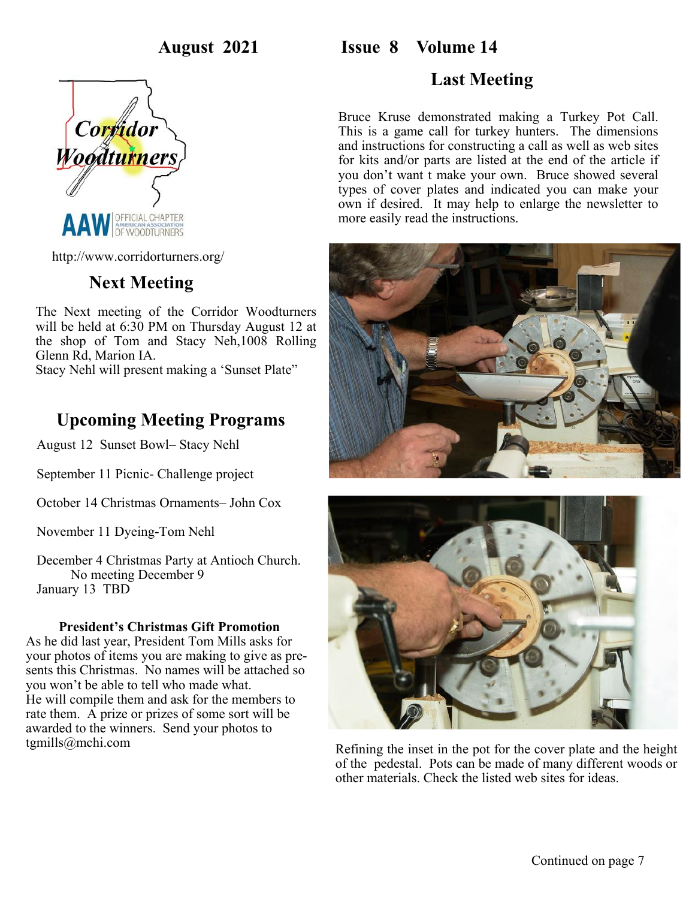August 2021 Issue 8 Volume 14

Corridor Woodturners

AAW OFFICIAL CHAPTER AMERICAN ASSOCIATION OF WOODTURNERS

http://www.corridorturners.org/

## Next Meeting

The Next meeting of the Corridor Woodturners will be held at 6:30 PM on Thursday August 12 at the shop of Tom and Stacy Neh,1008 Rolling Glenn Rd, Marion IA.
Stacy Nehl will present making a 'Sunset Plate"

## Upcoming Meeting Programs

August 12 Sunset Bowl– Stacy Nehl

September 11 Picnic- Challenge project

October 14 Christmas Ornaments– John Cox

November 11 Dyeing-Tom Nehl

December 4 Christmas Party at Antioch Church.
No meeting December 9
January 13 TBD

**President's Christmas Gift Promotion**

As he did last year, President Tom Mills asks for your photos of items you are making to give as presents this Christmas. No names will be attached so you won't be able to tell who made what.
He will compile them and ask for the members to rate them. A prize or prizes of some sort will be awarded to the winners. Send your photos to tgmills@mchi.com

## Last Meeting

Bruce Kruse demonstrated making a Turkey Pot Call. This is a game call for turkey hunters. The dimensions and instructions for constructing a call as well as web sites for kits and/or parts are listed at the end of the article if you don't want t make your own. Bruce showed several types of cover plates and indicated you can make your own if desired. It may help to enlarge the newsletter to more easily read the instructions.

Refining the inset in the pot for the cover plate and the height of the pedestal. Pots can be made of many different woods or other materials. Check the listed web sites for ideas.

Continued on page 7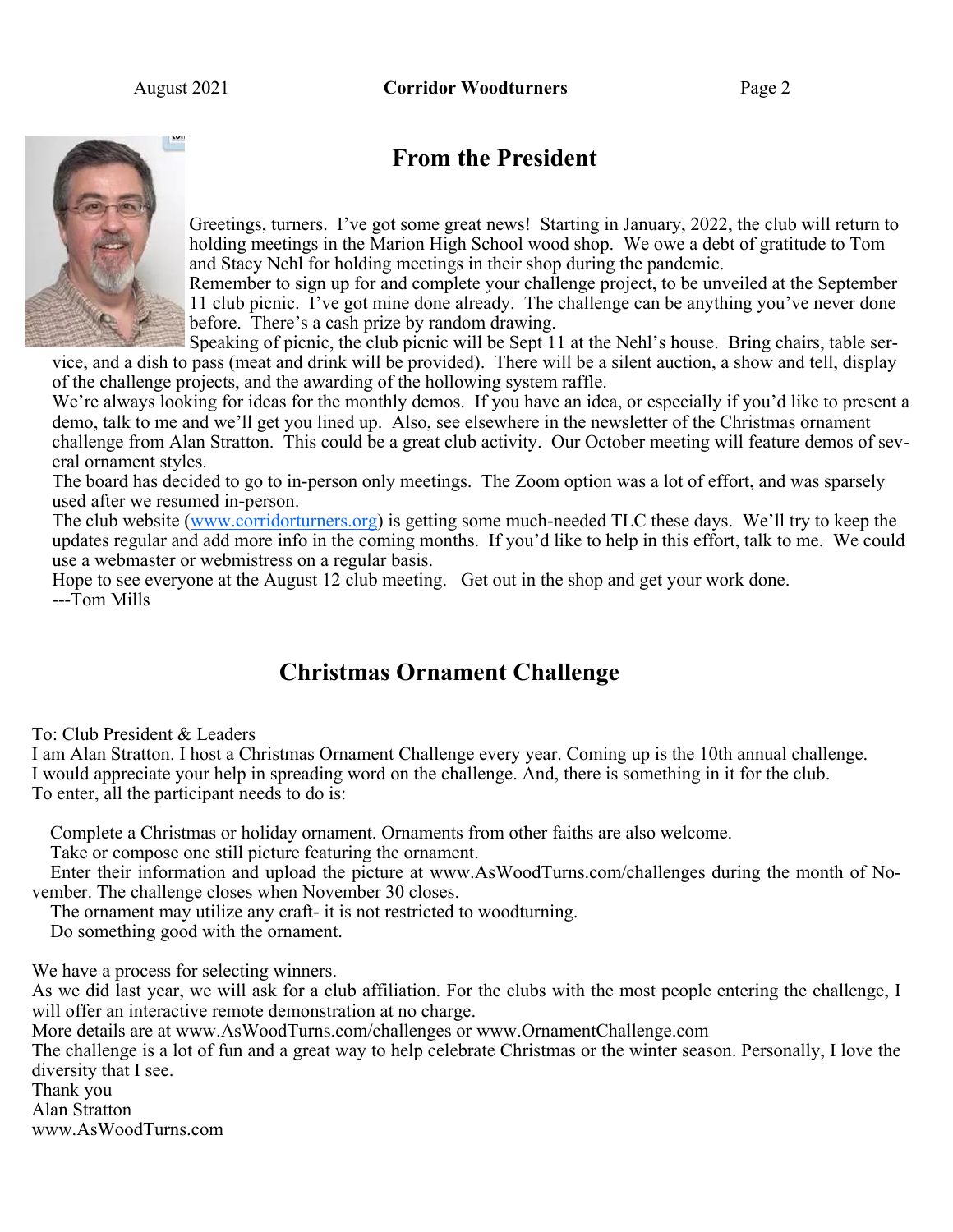## From the President

Greetings, turners. I've got some great news! Starting in January, 2022, the club will return to holding meetings in the Marion High School wood shop. We owe a debt of gratitude to Tom and Stacy Nehl for holding meetings in their shop during the pandemic.

Remember to sign up for and complete your challenge project, to be unveiled at the September 11 club picnic. I've got mine done already. The challenge can be anything you've never done before. There's a cash prize by random drawing.

Speaking of picnic, the club picnic will be Sept 11 at the Nehl's house. Bring chairs, table service, and a dish to pass (meat and drink will be provided). There will be a silent auction, a show and tell, display of the challenge projects, and the awarding of the hollowing system raffle.

We're always looking for ideas for the monthly demos. If you have an idea, or especially if you'd like to present a demo, talk to me and we'll get you lined up. Also, see elsewhere in the newsletter of the Christmas ornament challenge from Alan Stratton. This could be a great club activity. Our October meeting will feature demos of several ornament styles.

The board has decided to go to in-person only meetings. The Zoom option was a lot of effort, and was sparsely used after we resumed in-person.

The club website (www.corridorturners.org) is getting some much-needed TLC these days. We'll try to keep the updates regular and add more info in the coming months. If you'd like to help in this effort, talk to me. We could use a webmaster or webmistress on a regular basis.

Hope to see everyone at the August 12 club meeting. Get out in the shop and get your work done.

---Tom Mills

## Christmas Ornament Challenge

To: Club President & Leaders

I am Alan Stratton. I host a Christmas Ornament Challenge every year. Coming up is the 10th annual challenge. I would appreciate your help in spreading word on the challenge. And, there is something in it for the club.

To enter, all the participant needs to do is:

- Complete a Christmas or holiday ornament. Ornaments from other faiths are also welcome.
- Take or compose one still picture featuring the ornament.
- Enter their information and upload the picture at www.AsWoodTurns.com/challenges during the month of November. The challenge closes when November 30 closes.
- The ornament may utilize any craft- it is not restricted to woodturning.
- Do something good with the ornament.

We have a process for selecting winners.

As we did last year, we will ask for a club affiliation. For the clubs with the most people entering the challenge, I will offer an interactive remote demonstration at no charge.

More details are at www.AsWoodTurns.com/challenges or www.OrnamentChallenge.com

The challenge is a lot of fun and a great way to help celebrate Christmas or the winter season. Personally, I love the diversity that I see.

Thank you

Alan Stratton

www.AsWoodTurns.com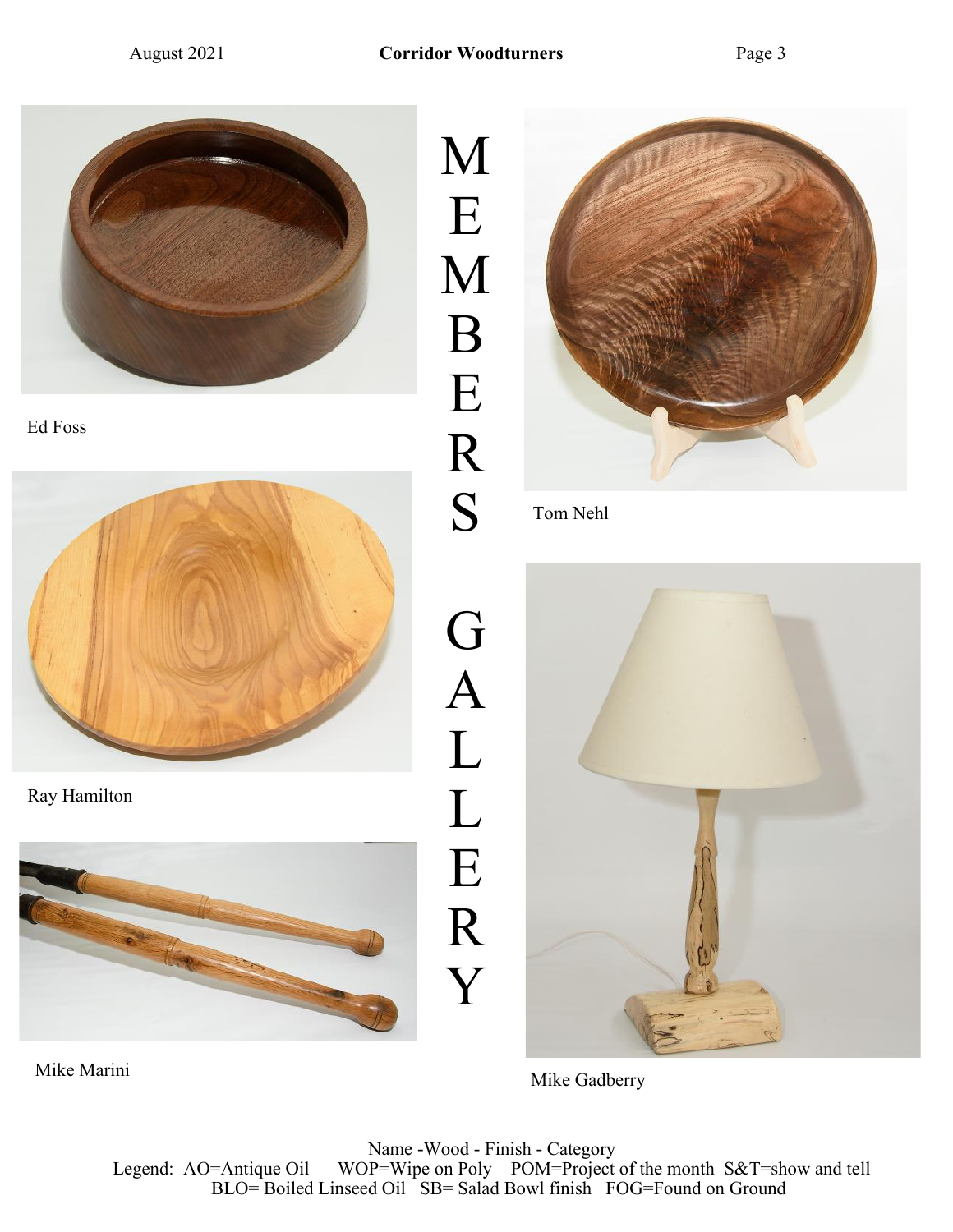# MEMBERS GALLERY

Ed Foss

Tom Nehl

Ray Hamilton

Mike Marini

Mike Gadberry

Name -Wood - Finish - Category

Legend: AO=Antique Oil WOP=Wipe on Poly POM=Project of the month S&T=show and tell
BLO= Boiled Linseed Oil SB= Salad Bowl finish FOG=Found on Ground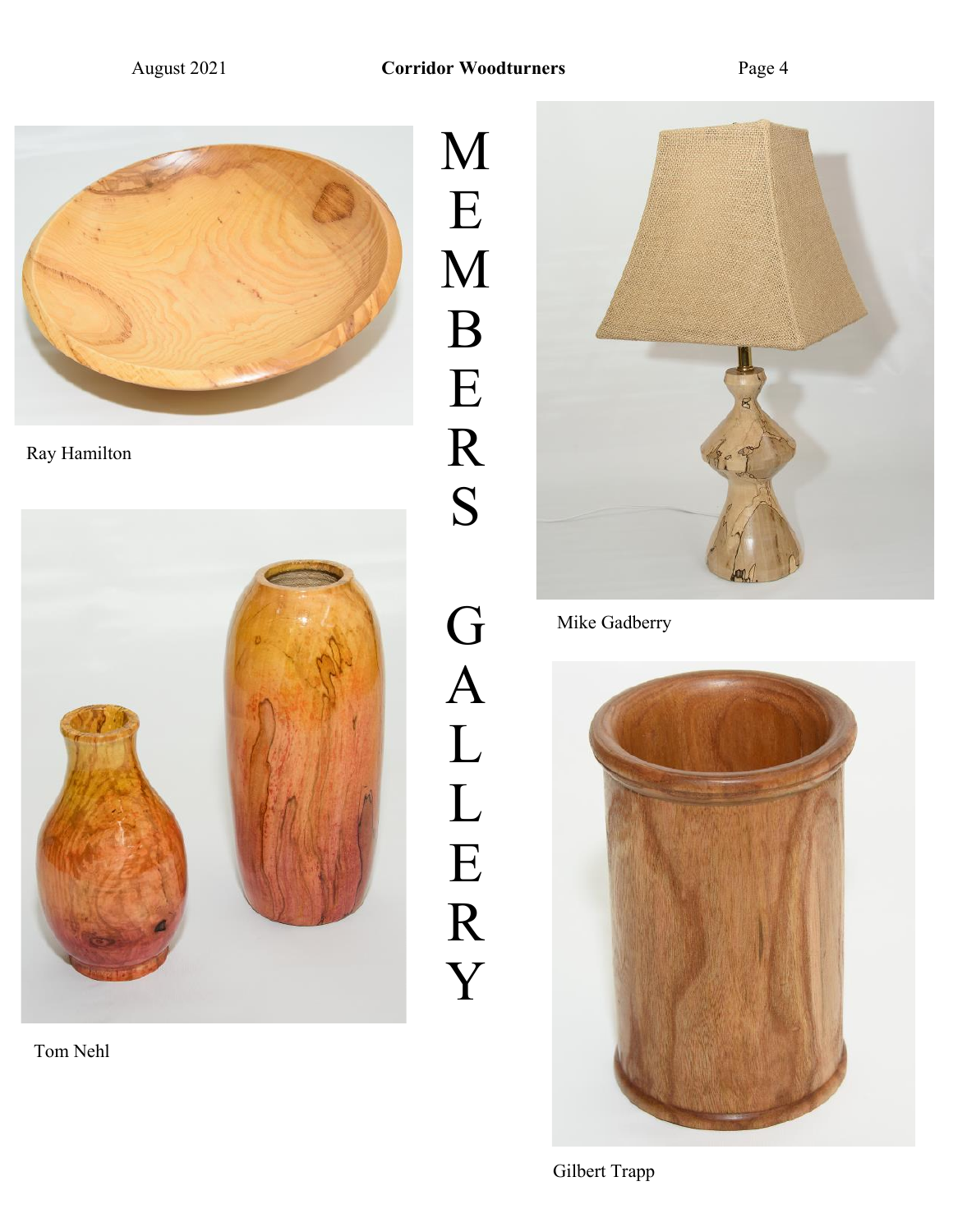# MEMBERS GALLERY

Ray Hamilton

Tom Nehl

Mike Gadberry

Gilbert Trapp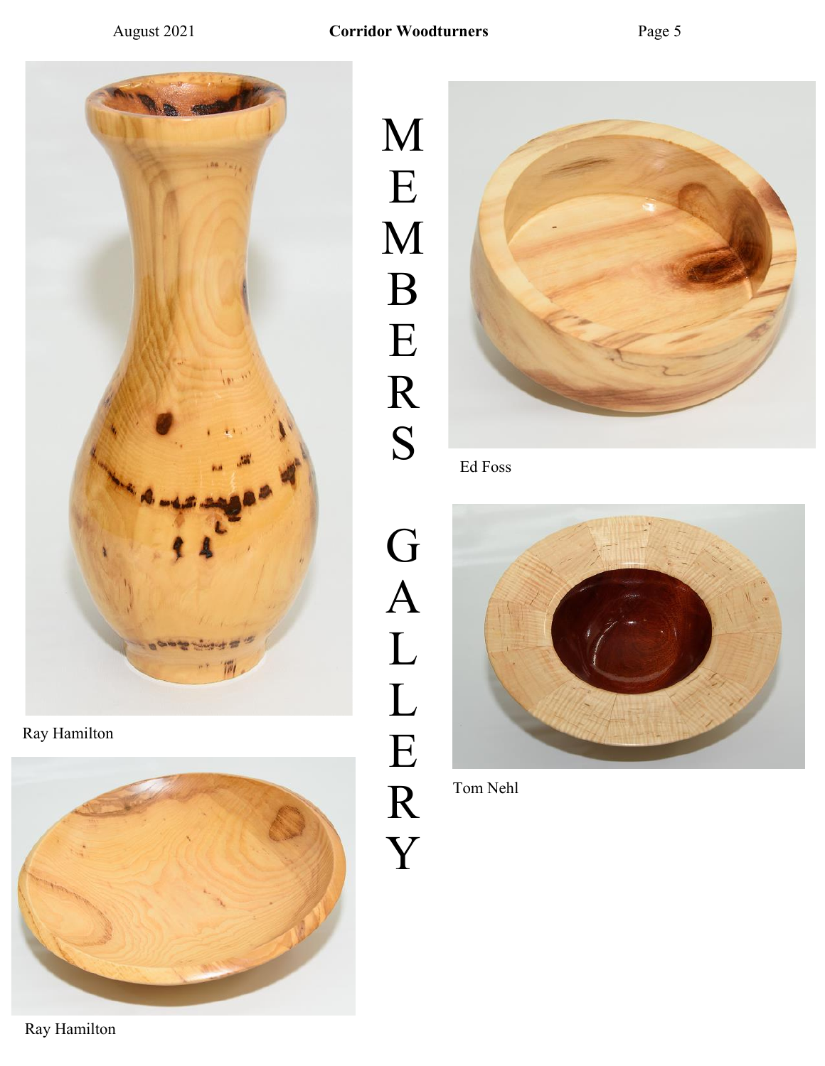# MEMBERS GALLERY

Ray Hamilton

Ed Foss

Tom Nehl

Ray Hamilton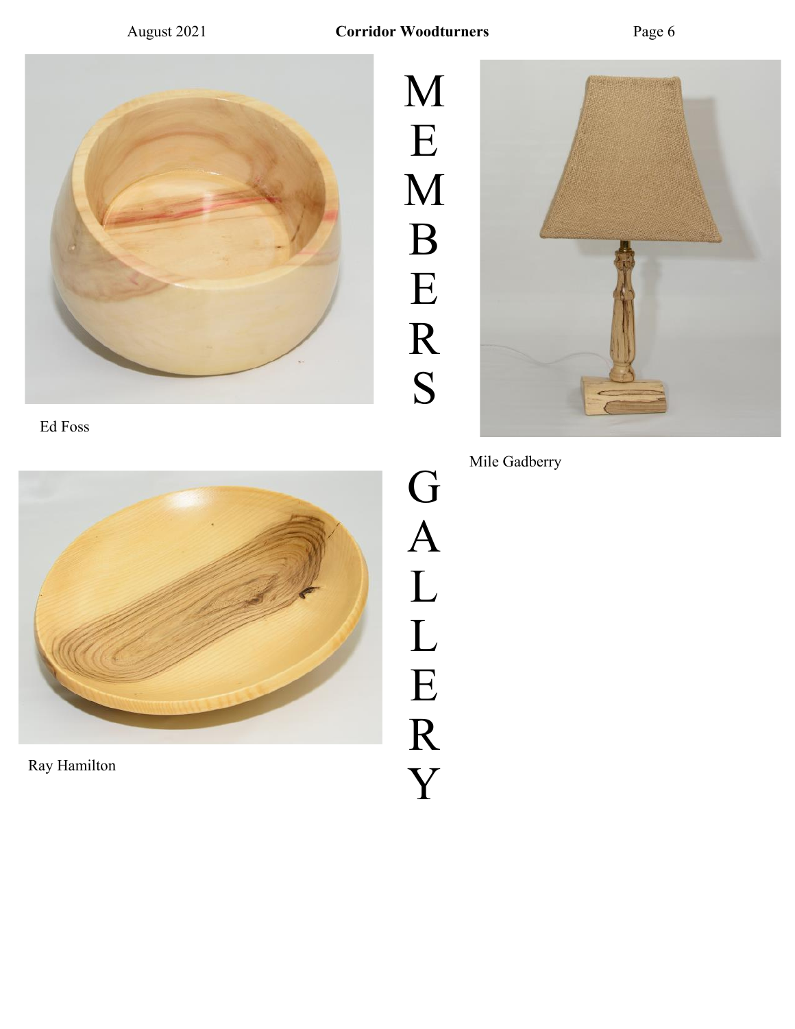# MEMBERS GALLERY

Ed Foss

Mile Gadberry

Ray Hamilton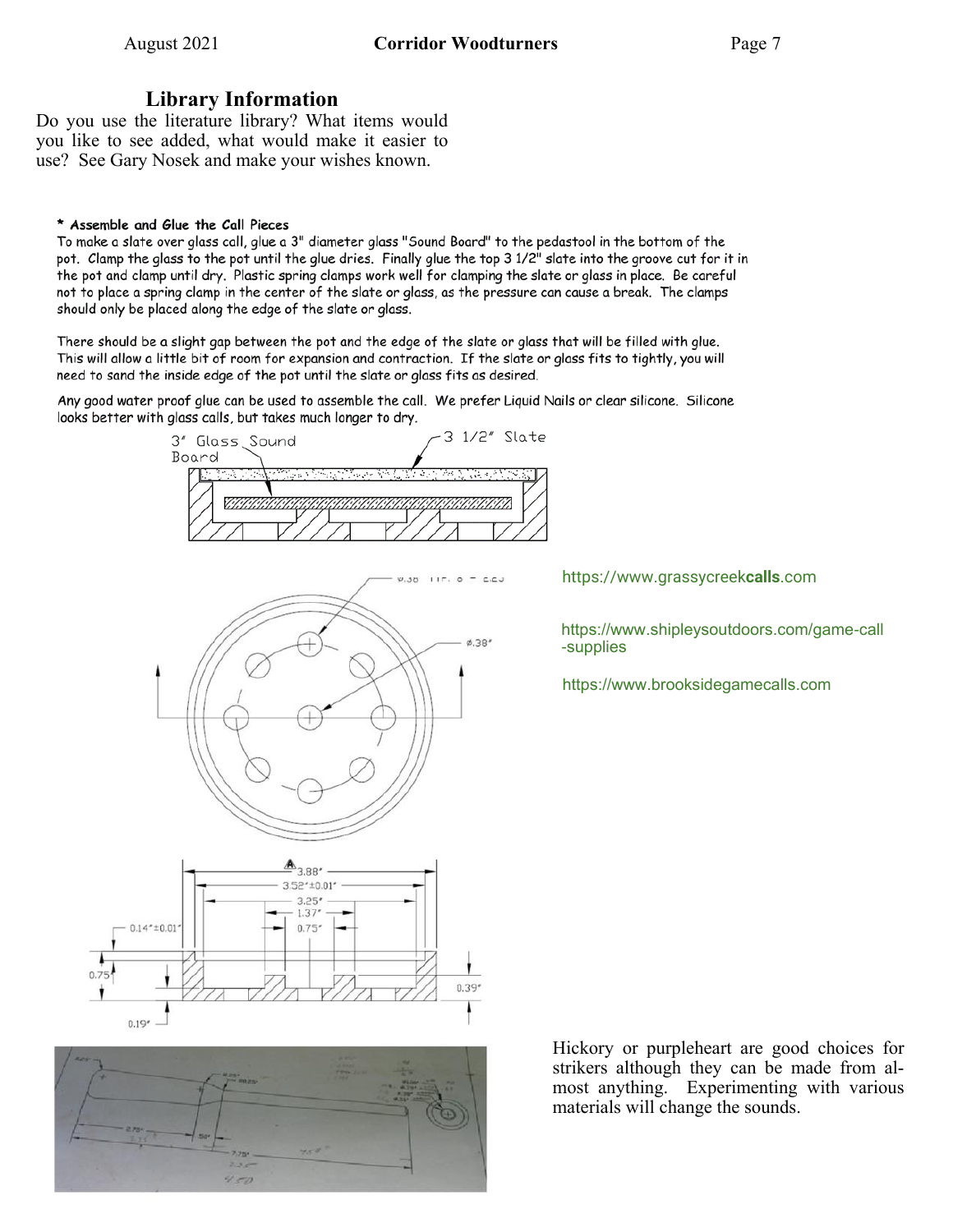## Library Information

Do you use the literature library? What items would you like to see added, what would make it easier to use? See Gary Nosek and make your wishes known.

**\* Assemble and Glue the Call Pieces**

To make a slate over glass call, glue a 3" diameter glass "Sound Board" to the pedastool in the bottom of the pot. Clamp the glass to the pot until the glue dries. Finally glue the top 3 1/2" slate into the groove cut for it in the pot and clamp until dry. Plastic spring clamps work well for clamping the slate or glass in place. Be careful not to place a spring clamp in the center of the slate or glass, as the pressure can cause a break. The clamps should only be placed along the edge of the slate or glass.

There should be a slight gap between the pot and the edge of the slate or glass that will be filled with glue. This will allow a little bit of room for expansion and contraction. If the slate or glass fits to tightly, you will need to sand the inside edge of the pot until the slate or glass fits as desired.

Any good water proof glue can be used to assemble the call. We prefer Liquid Nails or clear silicone. Silicone looks better with glass calls, but takes much longer to dry.

https://www.grassycreekcalls.com

https://www.shipleysoutdoors.com/game-call-supplies

https://www.brooksidegamecalls.com

Hickory or purpleheart are good choices for strikers although they can be made from almost anything. Experimenting with various materials will change the sounds.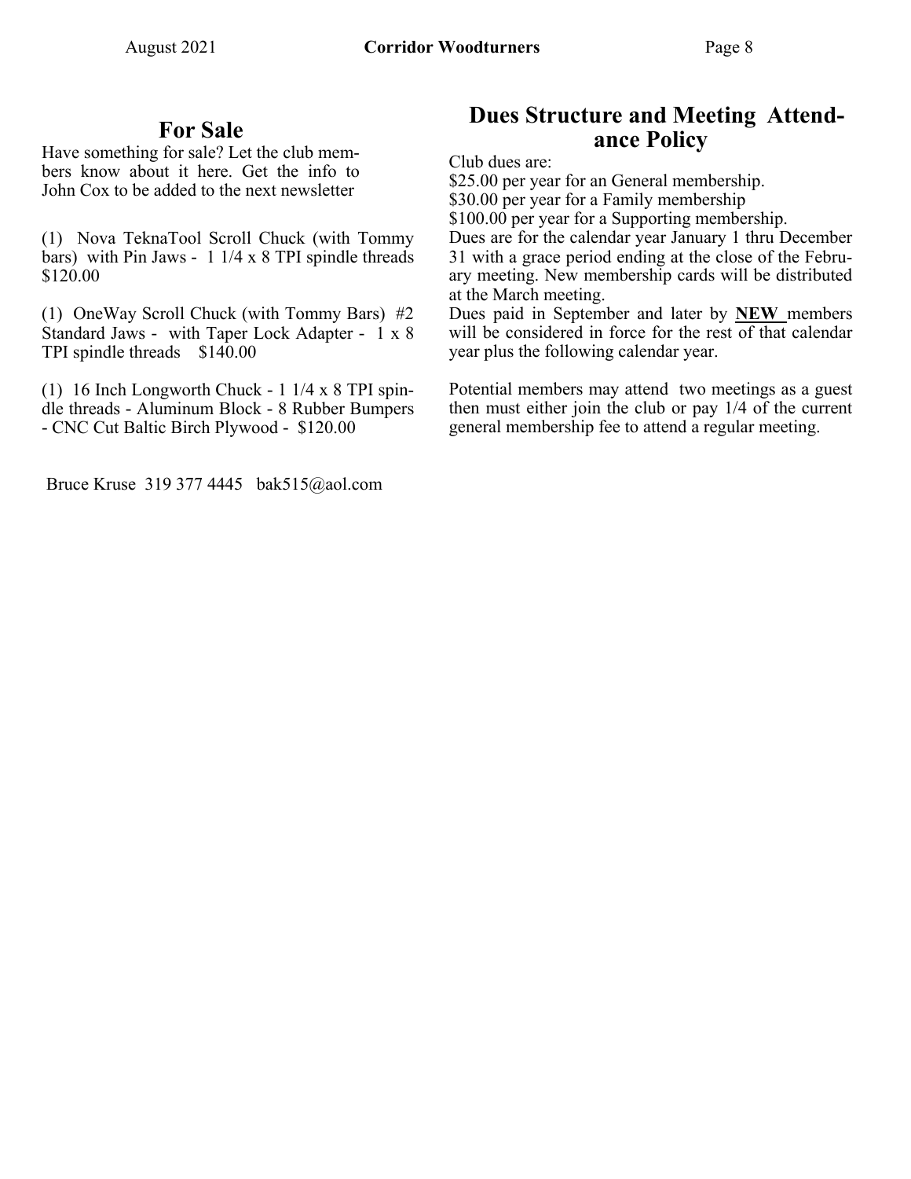## For Sale

Have something for sale? Let the club members know about it here. Get the info to John Cox to be added to the next newsletter

(1) Nova TeknaTool Scroll Chuck (with Tommy bars) with Pin Jaws - 1 1/4 x 8 TPI spindle threads $120.00

(1) OneWay Scroll Chuck (with Tommy Bars) #2 Standard Jaws - with Taper Lock Adapter - 1 x 8 TPI spindle threads $140.00

(1) 16 Inch Longworth Chuck - 1 1/4 x 8 TPI spindle threads - Aluminum Block - 8 Rubber Bumpers - CNC Cut Baltic Birch Plywood - $120.00

Bruce Kruse 319 377 4445 bak515@aol.com

## Dues Structure and Meeting Attendance Policy

Club dues are:
$25.00 per year for an General membership.
$30.00 per year for a Family membership
$100.00 per year for a Supporting membership.
Dues are for the calendar year January 1 thru December 31 with a grace period ending at the close of the February meeting. New membership cards will be distributed at the March meeting.
Dues paid in September and later by **NEW** members will be considered in force for the rest of that calendar year plus the following calendar year.

Potential members may attend two meetings as a guest then must either join the club or pay 1/4 of the current general membership fee to attend a regular meeting.